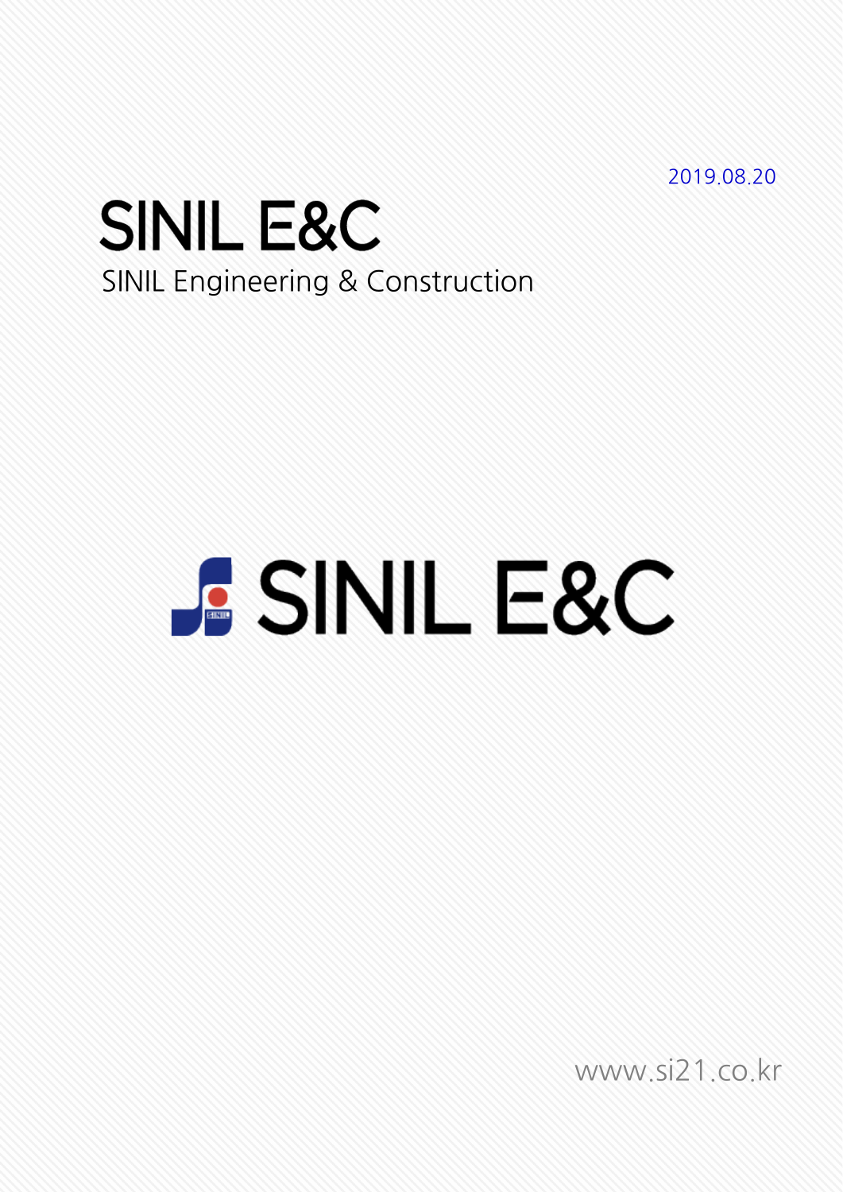2019.08.20

# SINIL E&C

SINIL Engineering & Construction

SINIL E&C

www.si21.co.kr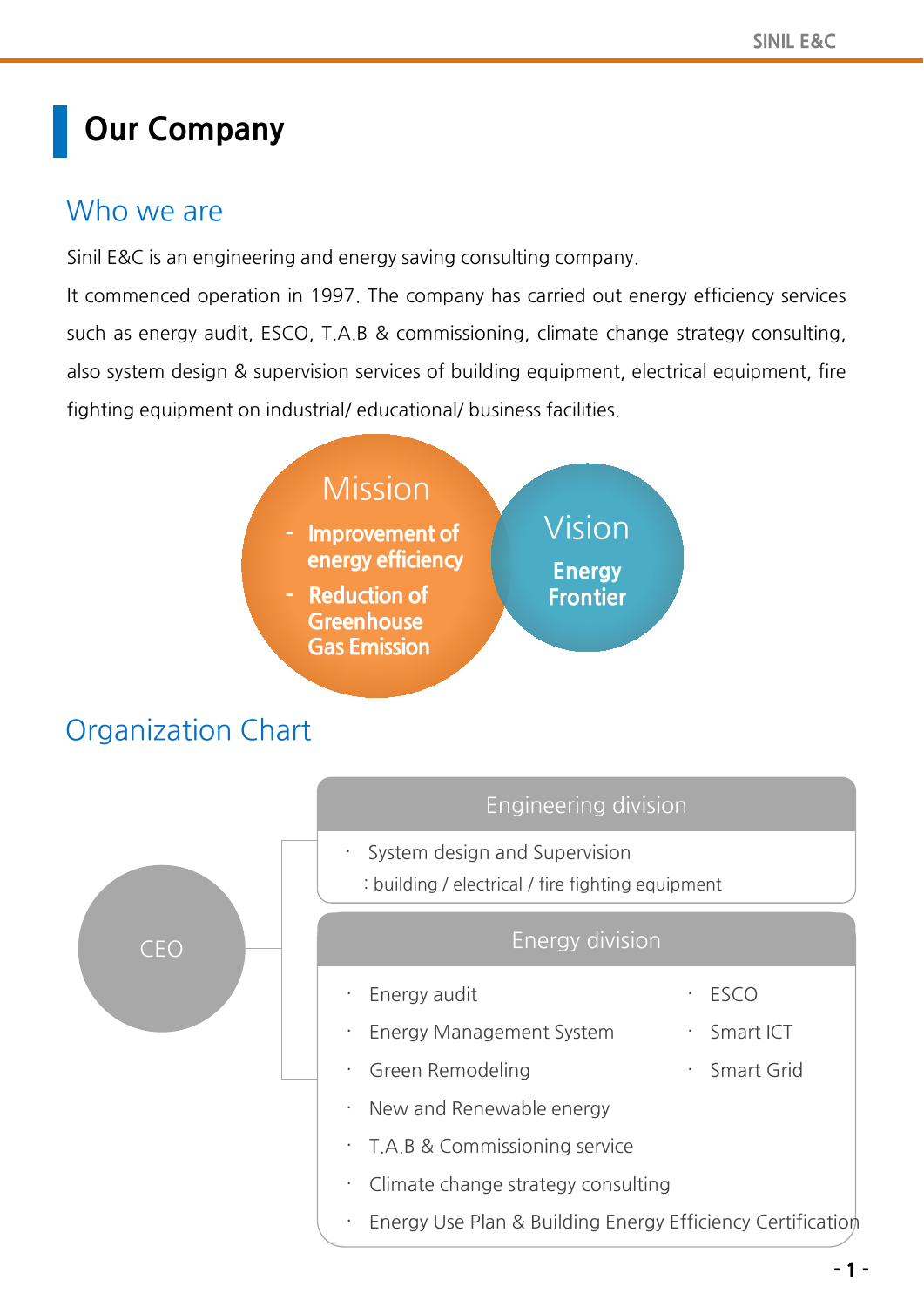# Our Company

## Who we are

Sinil E&C is an engineering and energy saving consulting company.

It commenced operation in 1997. The company has carried out energy efficiency services such as energy audit, ESCO, T.A.B & commissioning, climate change strategy consulting, also system design & supervision services of building equipment, electrical equipment, fire fighting equipment on industrial/ educational/ business facilities.

**Mission**

- Improvement of energy efficiency
- Reduction of Greenhouse Gas Emission

**Vision**

Energy Frontier

## Organization Chart

CEO

**Engineering division**

- System design and Supervision
  : building / electrical / fire fighting equipment

**Energy division**

- Energy audit
- Energy Management System
- Green Remodeling
- New and Renewable energy
- T.A.B & Commissioning service
- Climate change strategy consulting
- Energy Use Plan & Building Energy Efficiency Certification
- ESCO
- Smart ICT
- Smart Grid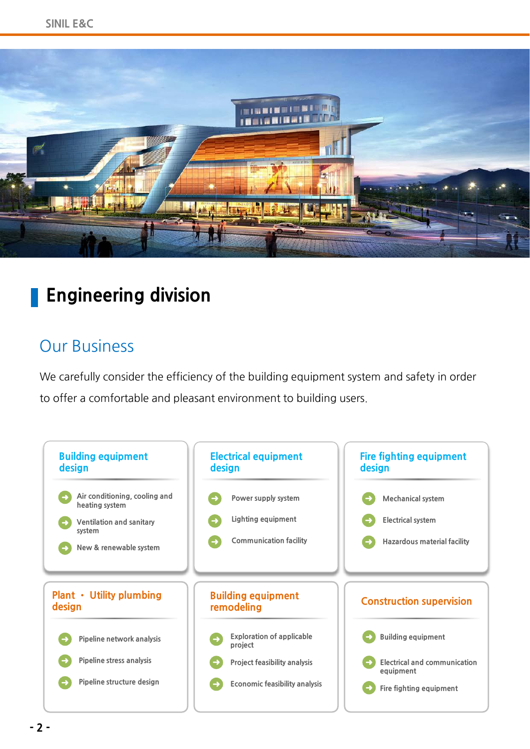# Engineering division

## Our Business

We carefully consider the efficiency of the building equipment system and safety in order to offer a comfortable and pleasant environment to building users.

### Building equipment design

- Air conditioning, cooling and heating system
- Ventilation and sanitary system
- New & renewable system

### Electrical equipment design

- Power supply system
- Lighting equipment
- Communication facility

### Fire fighting equipment design

- Mechanical system
- Electrical system
- Hazardous material facility

### Plant • Utility plumbing design

- Pipeline network analysis
- Pipeline stress analysis
- Pipeline structure design

### Building equipment remodeling

- Exploration of applicable project
- Project feasibility analysis
- Economic feasibility analysis

### Construction supervision

- Building equipment
- Electrical and communication equipment
- Fire fighting equipment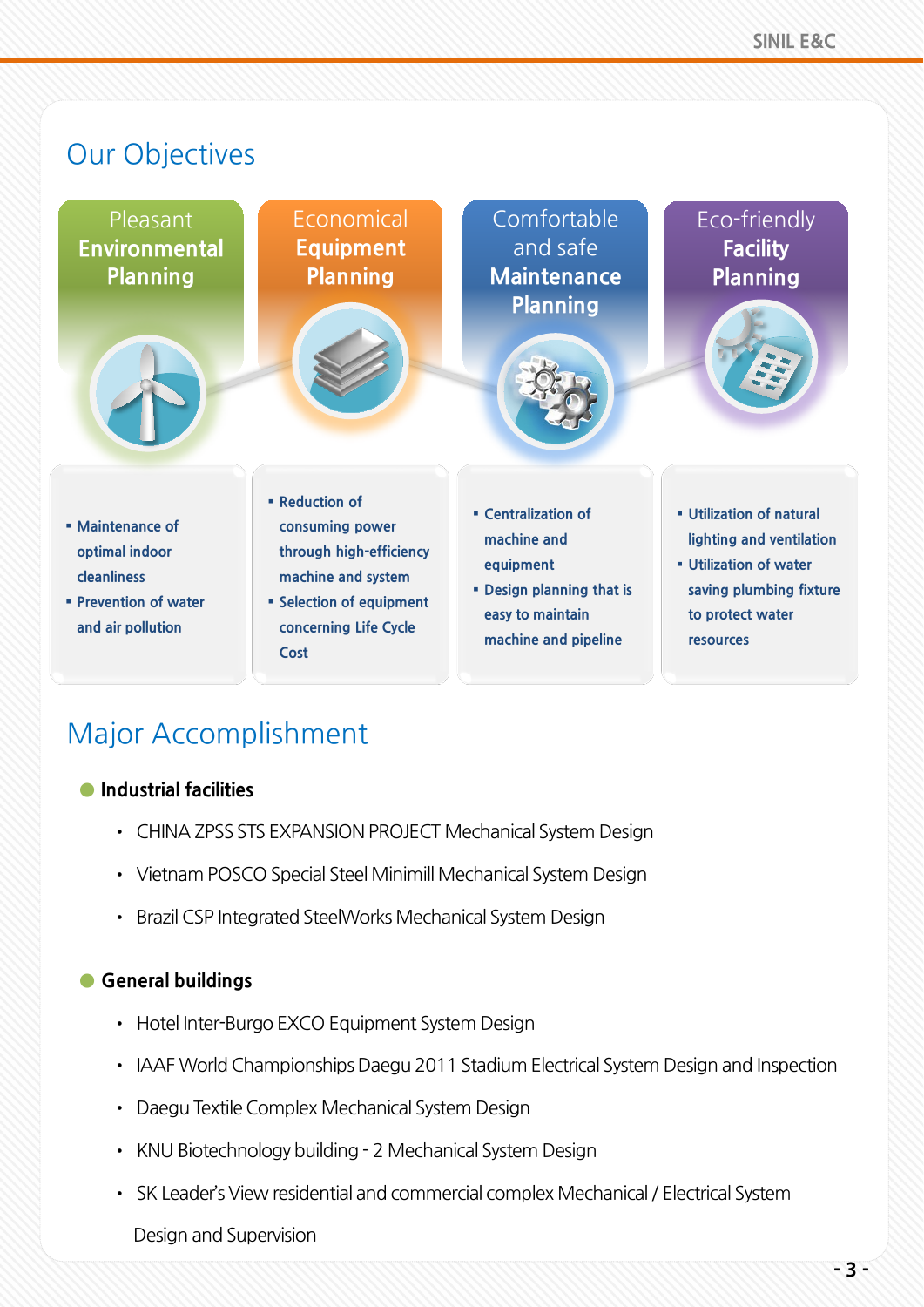## Our Objectives

### Pleasant **Environmental Planning**

- Maintenance of optimal indoor cleanliness
- Prevention of water and air pollution

### Economical **Equipment Planning**

- Reduction of consuming power through high-efficiency machine and system
- Selection of equipment concerning Life Cycle Cost

### Comfortable and safe **Maintenance Planning**

- Centralization of machine and equipment
- Design planning that is easy to maintain machine and pipeline

### Eco-friendly **Facility Planning**

- Utilization of natural lighting and ventilation
- Utilization of water saving plumbing fixture to protect water resources

## Major Accomplishment

### Industrial facilities

- CHINA ZPSS STS EXPANSION PROJECT Mechanical System Design
- Vietnam POSCO Special Steel Minimill Mechanical System Design
- Brazil CSP Integrated SteelWorks Mechanical System Design

### General buildings

- Hotel Inter-Burgo EXCO Equipment System Design
- IAAF World Championships Daegu 2011 Stadium Electrical System Design and Inspection
- Daegu Textile Complex Mechanical System Design
- KNU Biotechnology building - 2 Mechanical System Design
- SK Leader's View residential and commercial complex Mechanical / Electrical System Design and Supervision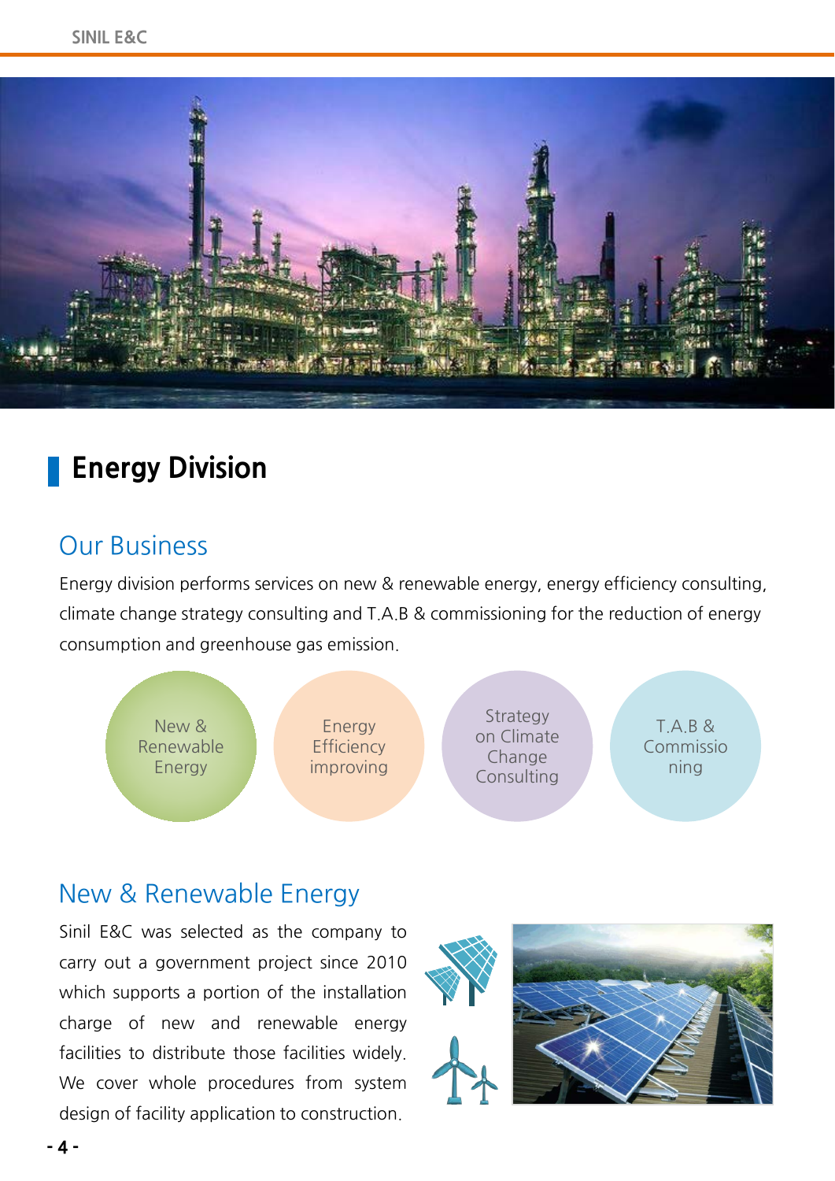# Energy Division

## Our Business

Energy division performs services on new & renewable energy, energy efficiency consulting, climate change strategy consulting and T.A.B & commissioning for the reduction of energy consumption and greenhouse gas emission.

- New & Renewable Energy
- Energy Efficiency improving
- Strategy on Climate Change Consulting
- T.A.B & Commissioning

## New & Renewable Energy

Sinil E&C was selected as the company to carry out a government project since 2010 which supports a portion of the installation charge of new and renewable energy facilities to distribute those facilities widely. We cover whole procedures from system design of facility application to construction.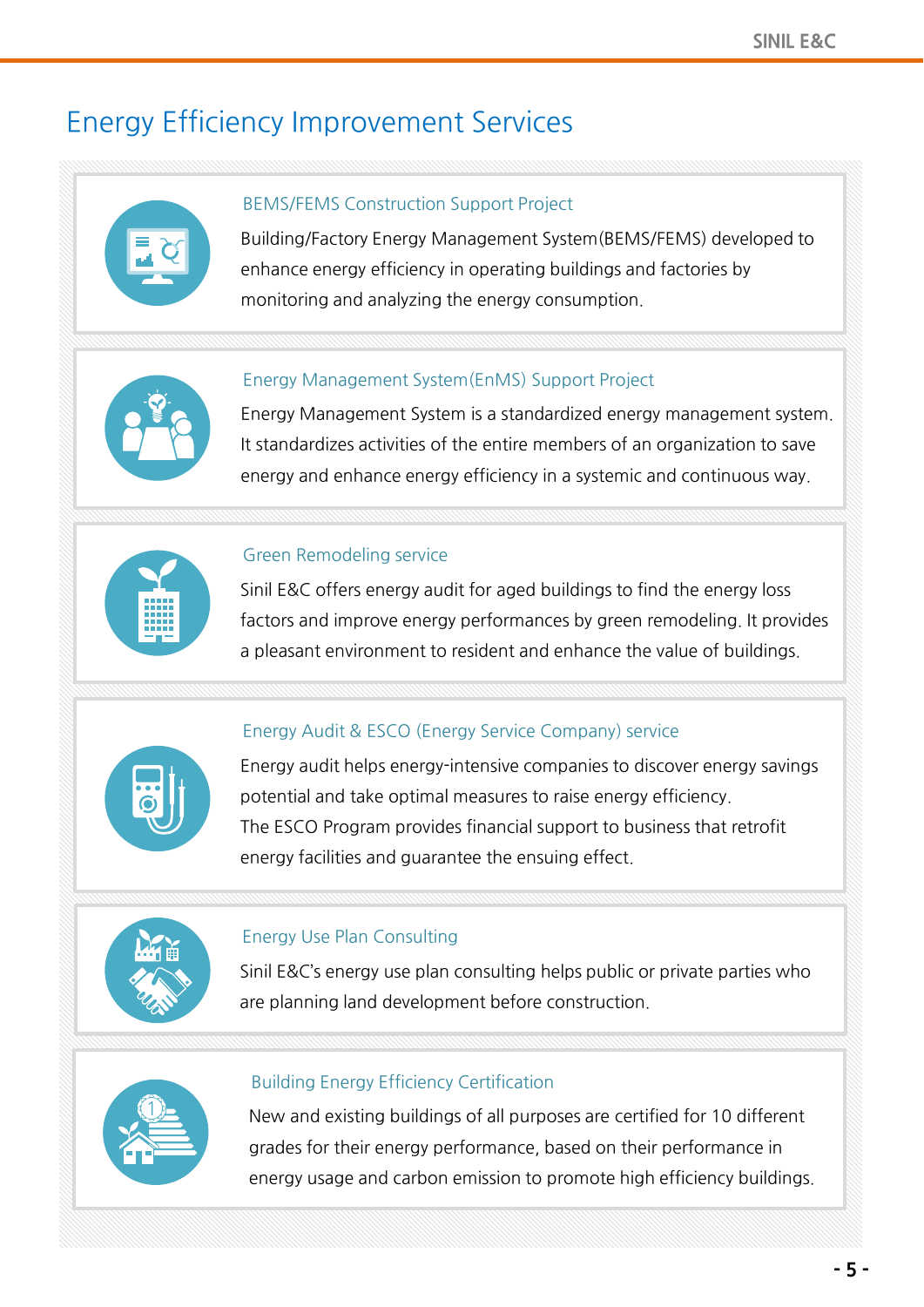# Energy Efficiency Improvement Services

### BEMS/FEMS Construction Support Project

Building/Factory Energy Management System(BEMS/FEMS) developed to enhance energy efficiency in operating buildings and factories by monitoring and analyzing the energy consumption.

### Energy Management System(EnMS) Support Project

Energy Management System is a standardized energy management system. It standardizes activities of the entire members of an organization to save energy and enhance energy efficiency in a systemic and continuous way.

### Green Remodeling service

Sinil E&C offers energy audit for aged buildings to find the energy loss factors and improve energy performances by green remodeling. It provides a pleasant environment to resident and enhance the value of buildings.

### Energy Audit & ESCO (Energy Service Company) service

Energy audit helps energy-intensive companies to discover energy savings potential and take optimal measures to raise energy efficiency.
The ESCO Program provides financial support to business that retrofit energy facilities and guarantee the ensuing effect.

### Energy Use Plan Consulting

Sinil E&C's energy use plan consulting helps public or private parties who are planning land development before construction.

### Building Energy Efficiency Certification

New and existing buildings of all purposes are certified for 10 different grades for their energy performance, based on their performance in energy usage and carbon emission to promote high efficiency buildings.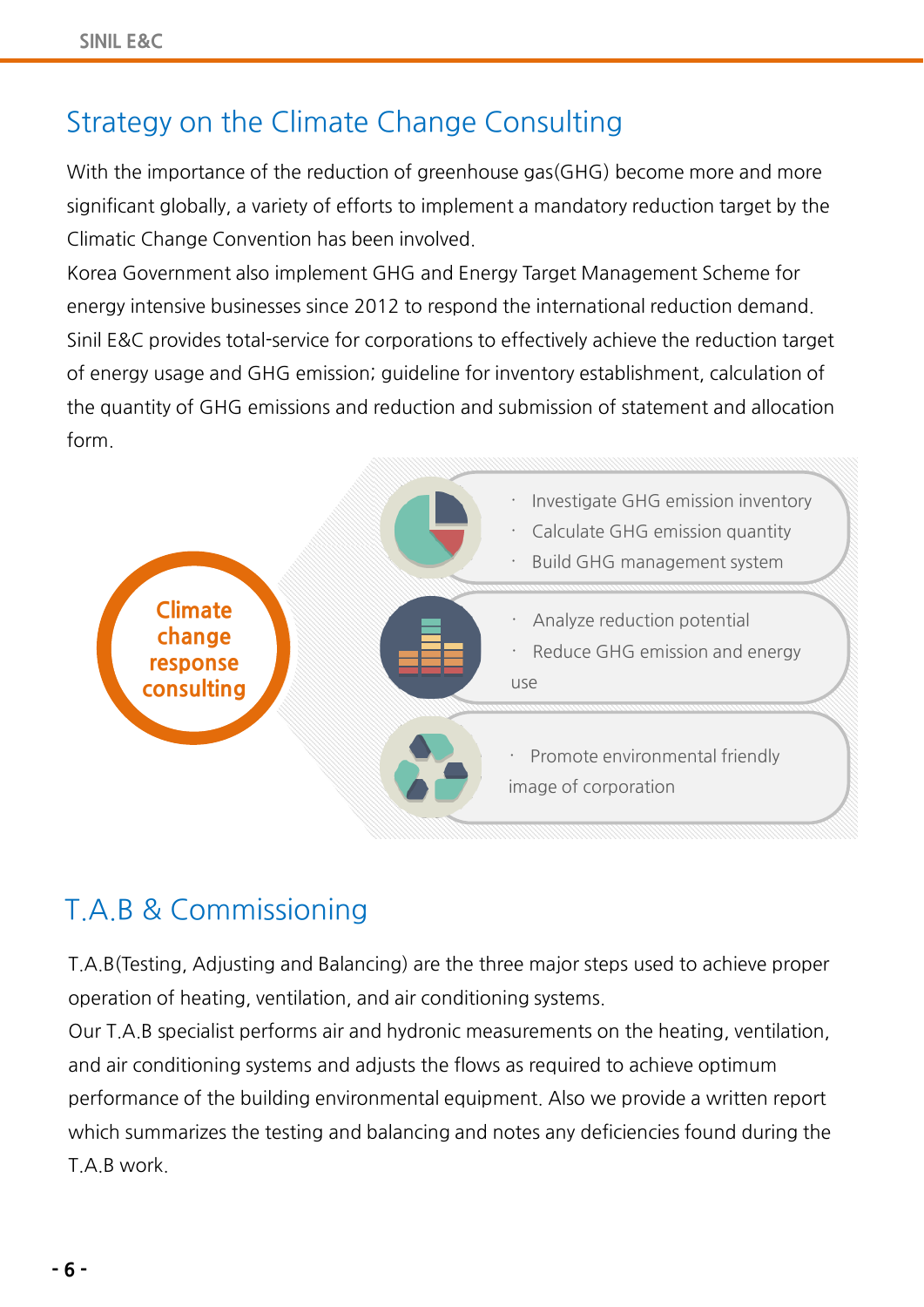## Strategy on the Climate Change Consulting

With the importance of the reduction of greenhouse gas(GHG) become more and more significant globally, a variety of efforts to implement a mandatory reduction target by the Climatic Change Convention has been involved.

Korea Government also implement GHG and Energy Target Management Scheme for energy intensive businesses since 2012 to respond the international reduction demand.

Sinil E&C provides total-service for corporations to effectively achieve the reduction target of energy usage and GHG emission; guideline for inventory establishment, calculation of the quantity of GHG emissions and reduction and submission of statement and allocation form.

**Climate change response consulting**

- Investigate GHG emission inventory
- Calculate GHG emission quantity
- Build GHG management system

- Analyze reduction potential
- Reduce GHG emission and energy use

- Promote environmental friendly image of corporation

## T.A.B & Commissioning

T.A.B(Testing, Adjusting and Balancing) are the three major steps used to achieve proper operation of heating, ventilation, and air conditioning systems.

Our T.A.B specialist performs air and hydronic measurements on the heating, ventilation, and air conditioning systems and adjusts the flows as required to achieve optimum performance of the building environmental equipment. Also we provide a written report which summarizes the testing and balancing and notes any deficiencies found during the T.A.B work.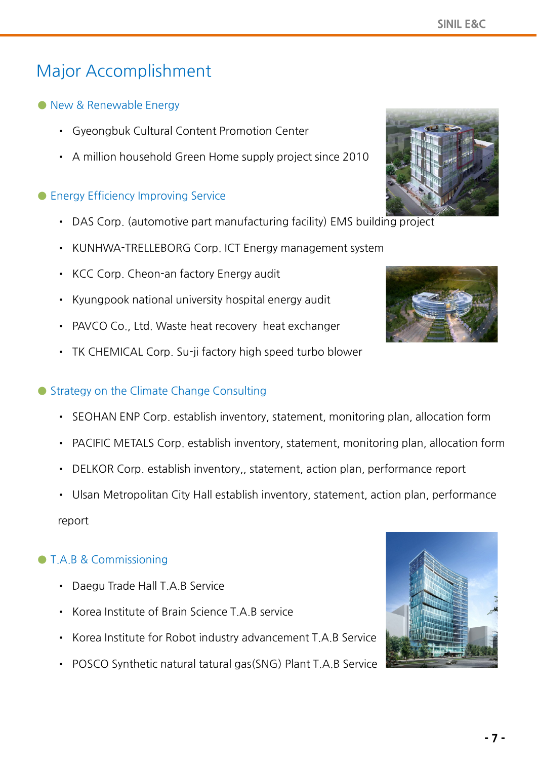# Major Accomplishment

## New & Renewable Energy

- Gyeongbuk Cultural Content Promotion Center
- A million household Green Home supply project since 2010

## Energy Efficiency Improving Service

- DAS Corp. (automotive part manufacturing facility) EMS building project
- KUNHWA-TRELLEBORG Corp. ICT Energy management system
- KCC Corp. Cheon-an factory Energy audit
- Kyungpook national university hospital energy audit
- PAVCO Co., Ltd. Waste heat recovery  heat exchanger
- TK CHEMICAL Corp. Su-ji factory high speed turbo blower

## Strategy on the Climate Change Consulting

- SEOHAN ENP Corp. establish inventory, statement, monitoring plan, allocation form
- PACIFIC METALS Corp. establish inventory, statement, monitoring plan, allocation form
- DELKOR Corp. establish inventory,, statement, action plan, performance report
- Ulsan Metropolitan City Hall establish inventory, statement, action plan, performance report

## T.A.B & Commissioning

- Daegu Trade Hall T.A.B Service
- Korea Institute of Brain Science T.A.B service
- Korea Institute for Robot industry advancement T.A.B Service
- POSCO Synthetic natural tatural gas(SNG) Plant T.A.B Service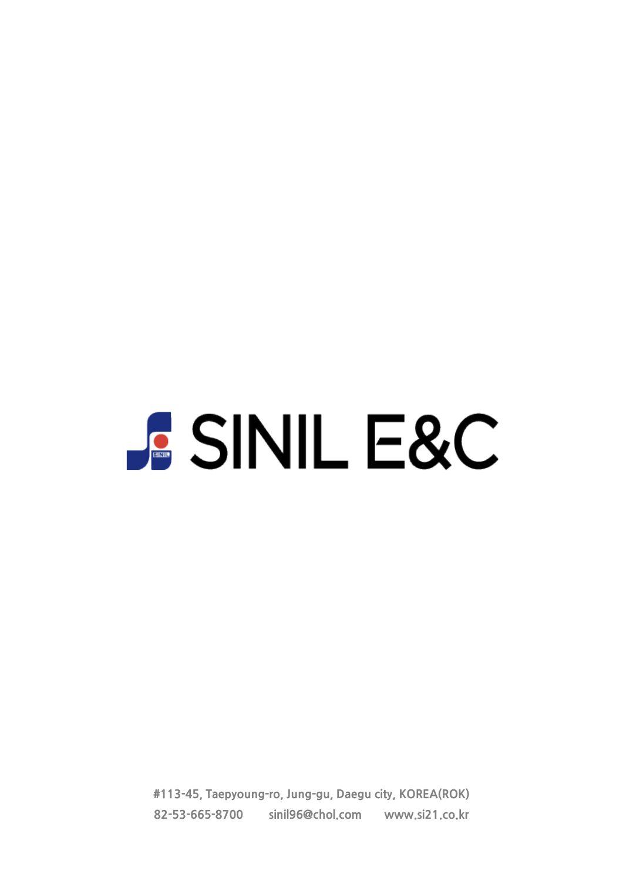SINIL E&C

#113-45, Taepyoung-ro, Jung-gu, Daegu city, KOREA(ROK)

82-53-665-8700 sinil96@chol.com www.si21.co.kr